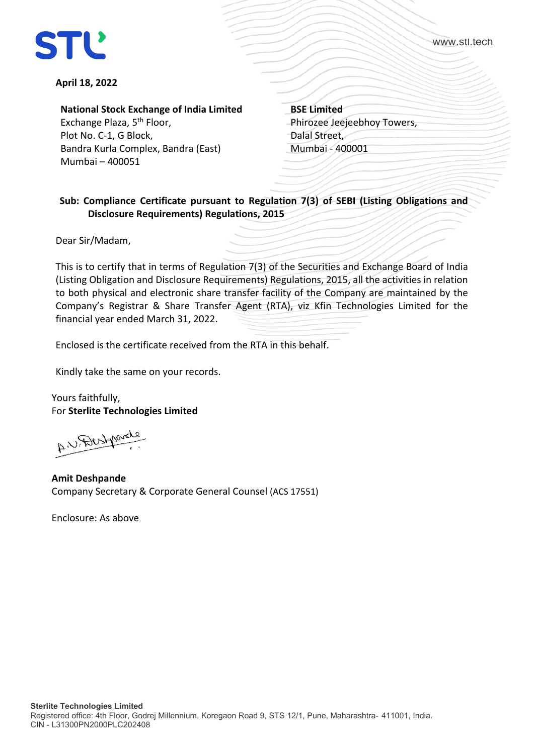**April 18, 2022**

**National Stock Exchange of India Limited**
Exchange Plaza, 5th Floor,
Plot No. C-1, G Block,
Bandra Kurla Complex, Bandra (East)
Mumbai – 400051

**BSE Limited**
Phirozee Jeejeebhoy Towers,
Dalal Street,
Mumbai - 400001

**Sub: Compliance Certificate pursuant to Regulation 7(3) of SEBI (Listing Obligations and Disclosure Requirements) Regulations, 2015**

Dear Sir/Madam,

This is to certify that in terms of Regulation 7(3) of the Securities and Exchange Board of India (Listing Obligation and Disclosure Requirements) Regulations, 2015, all the activities in relation to both physical and electronic share transfer facility of the Company are maintained by the Company's Registrar & Share Transfer Agent (RTA), viz Kfin Technologies Limited for the financial year ended March 31, 2022.

Enclosed is the certificate received from the RTA in this behalf.

Kindly take the same on your records.

Yours faithfully,
For **Sterlite Technologies Limited**

A.V. Deshpande

**Amit Deshpande**
Company Secretary & Corporate General Counsel (ACS 17551)

Enclosure: As above

**Sterlite Technologies Limited**
Registered office: 4th Floor, Godrej Millennium, Koregaon Road 9, STS 12/1, Pune, Maharashtra- 411001, India.
CIN - L31300PN2000PLC202408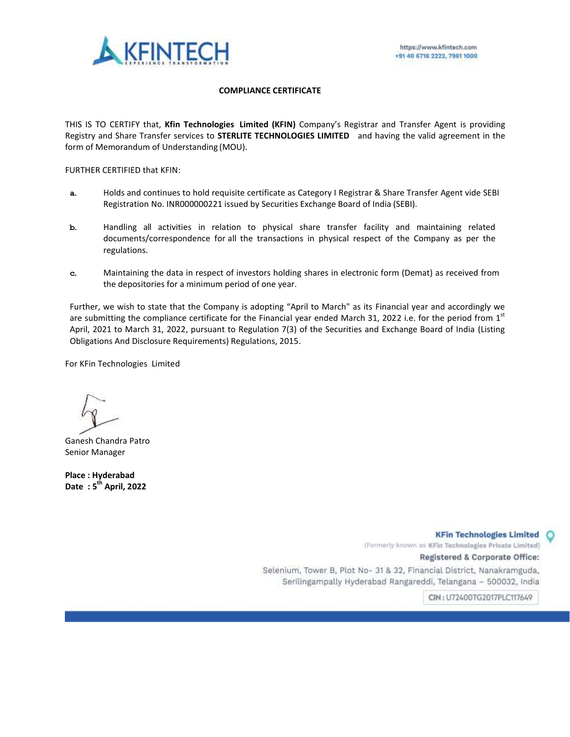**COMPLIANCE CERTIFICATE**

THIS IS TO CERTIFY that, **Kfin Technologies Limited (KFIN)** Company's Registrar and Transfer Agent is providing Registry and Share Transfer services to **STERLITE TECHNOLOGIES LIMITED** and having the valid agreement in the form of Memorandum of Understanding (MOU).

FURTHER CERTIFIED that KFIN:

a. Holds and continues to hold requisite certificate as Category I Registrar & Share Transfer Agent vide SEBI Registration No. INR000000221 issued by Securities Exchange Board of India (SEBI).

b. Handling all activities in relation to physical share transfer facility and maintaining related documents/correspondence for all the transactions in physical respect of the Company as per the regulations.

c. Maintaining the data in respect of investors holding shares in electronic form (Demat) as received from the depositories for a minimum period of one year.

Further, we wish to state that the Company is adopting "April to March" as its Financial year and accordingly we are submitting the compliance certificate for the Financial year ended March 31, 2022 i.e. for the period from 1st April, 2021 to March 31, 2022, pursuant to Regulation 7(3) of the Securities and Exchange Board of India (Listing Obligations And Disclosure Requirements) Regulations, 2015.

For KFin Technologies Limited

Ganesh Chandra Patro
Senior Manager

**Place : Hyderabad**
**Date : 5th April, 2022**

**KFin Technologies Limited**
(Formerly known as KFin Technologies Private Limited)
**Registered & Corporate Office:**
Selenium, Tower B, Plot No- 31 & 32, Financial District, Nanakramguda, Serilingampally Hyderabad Rangareddi, Telangana – 500032, India
CIN : U72400TG2017PLC117649